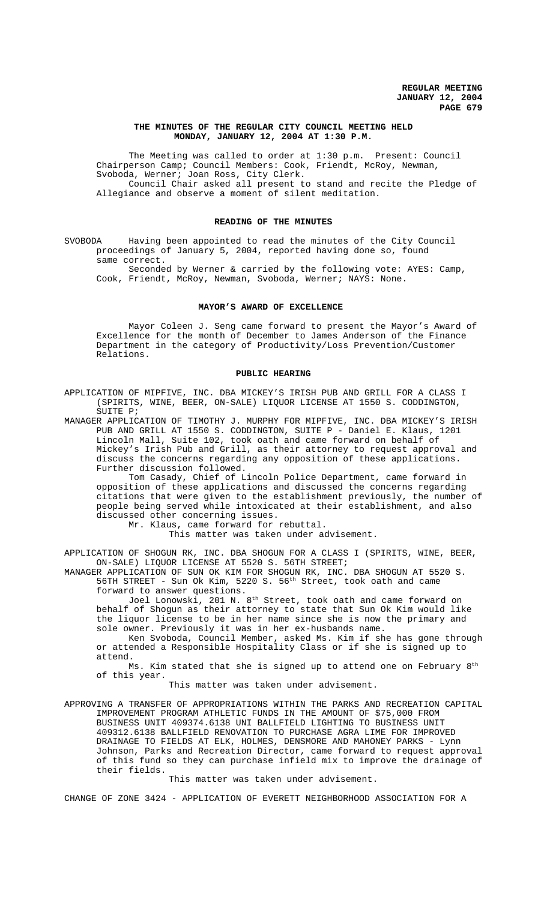**THE MINUTES OF THE REGULAR CITY COUNCIL MEETING HELD MONDAY, JANUARY 12, 2004 AT 1:30 P.M.**

The Meeting was called to order at 1:30 p.m. Present: Council Chairperson Camp; Council Members: Cook, Friendt, McRoy, Newman, Svoboda, Werner; Joan Ross, City Clerk.

Council Chair asked all present to stand and recite the Pledge of Allegiance and observe a moment of silent meditation.

## READING OF THE MINUTES

SVOBODA Having been appointed to read the minutes of the City Council proceedings of January 5, 2004, reported having done so, found same correct.

Seconded by Werner & carried by the following vote: AYES: Camp, Cook, Friendt, McRoy, Newman, Svoboda, Werner; NAYS: None.

## MAYOR'S AWARD OF EXCELLENCE

Mayor Coleen J. Seng came forward to present the Mayor's Award of Excellence for the month of December to James Anderson of the Finance Department in the category of Productivity/Loss Prevention/Customer Relations.

## PUBLIC HEARING

APPLICATION OF MIPFIVE, INC. DBA MICKEY'S IRISH PUB AND GRILL FOR A CLASS I (SPIRITS, WINE, BEER, ON-SALE) LIQUOR LICENSE AT 1550 S. CODDINGTON, SUITE P;

MANAGER APPLICATION OF TIMOTHY J. MURPHY FOR MIPFIVE, INC. DBA MICKEY'S IRISH PUB AND GRILL AT 1550 S. CODDINGTON, SUITE P - Daniel E. Klaus, 1201 Lincoln Mall, Suite 102, took oath and came forward on behalf of Mickey's Irish Pub and Grill, as their attorney to request approval and discuss the concerns regarding any opposition of these applications. Further discussion followed.

Tom Casady, Chief of Lincoln Police Department, came forward in opposition of these applications and discussed the concerns regarding citations that were given to the establishment previously, the number of people being served while intoxicated at their establishment, and also discussed other concerning issues.

Mr. Klaus, came forward for rebuttal.

This matter was taken under advisement.

APPLICATION OF SHOGUN RK, INC. DBA SHOGUN FOR A CLASS I (SPIRITS, WINE, BEER, ON-SALE) LIQUOR LICENSE AT 5520 S. 56TH STREET;

MANAGER APPLICATION OF SUN OK KIM FOR SHOGUN RK, INC. DBA SHOGUN AT 5520 S. 56TH STREET - Sun Ok Kim, 5220 S. 56th Street, took oath and came forward to answer questions.

Joel Lonowski, 201 N. 8th Street, took oath and came forward on behalf of Shogun as their attorney to state that Sun Ok Kim would like the liquor license to be in her name since she is now the primary and sole owner. Previously it was in her ex-husbands name.

Ken Svoboda, Council Member, asked Ms. Kim if she has gone through or attended a Responsible Hospitality Class or if she is signed up to attend.

Ms. Kim stated that she is signed up to attend one on February 8th of this year.

This matter was taken under advisement.

APPROVING A TRANSFER OF APPROPRIATIONS WITHIN THE PARKS AND RECREATION CAPITAL IMPROVEMENT PROGRAM ATHLETIC FUNDS IN THE AMOUNT OF $75,000 FROM BUSINESS UNIT 409374.6138 UNI BALLFIELD LIGHTING TO BUSINESS UNIT 409312.6138 BALLFIELD RENOVATION TO PURCHASE AGRA LIME FOR IMPROVED DRAINAGE TO FIELDS AT ELK, HOLMES, DENSMORE AND MAHONEY PARKS - Lynn Johnson, Parks and Recreation Director, came forward to request approval of this fund so they can purchase infield mix to improve the drainage of their fields.

This matter was taken under advisement.

CHANGE OF ZONE 3424 - APPLICATION OF EVERETT NEIGHBORHOOD ASSOCIATION FOR A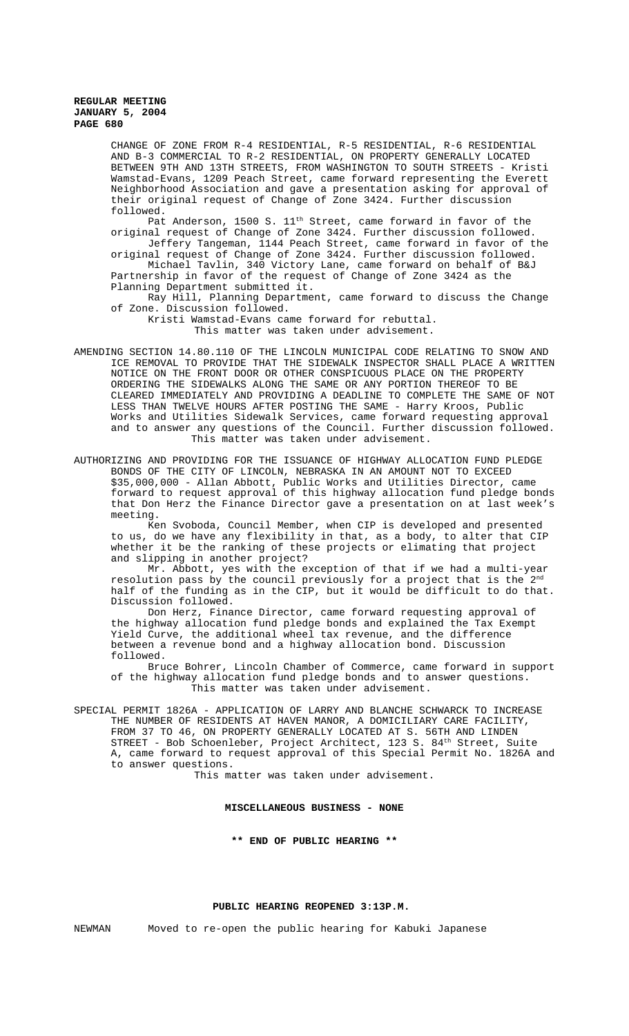CHANGE OF ZONE FROM R-4 RESIDENTIAL, R-5 RESIDENTIAL, R-6 RESIDENTIAL AND B-3 COMMERCIAL TO R-2 RESIDENTIAL, ON PROPERTY GENERALLY LOCATED BETWEEN 9TH AND 13TH STREETS, FROM WASHINGTON TO SOUTH STREETS - Kristi Wamstad-Evans, 1209 Peach Street, came forward representing the Everett Neighborhood Association and gave a presentation asking for approval of their original request of Change of Zone 3424. Further discussion followed.

Pat Anderson, 1500 S. 11th Street, came forward in favor of the original request of Change of Zone 3424. Further discussion followed.

Jeffery Tangeman, 1144 Peach Street, came forward in favor of the original request of Change of Zone 3424. Further discussion followed.

Michael Tavlin, 340 Victory Lane, came forward on behalf of B&J Partnership in favor of the request of Change of Zone 3424 as the Planning Department submitted it.

Ray Hill, Planning Department, came forward to discuss the Change of Zone. Discussion followed.

Kristi Wamstad-Evans came forward for rebuttal.

This matter was taken under advisement.

AMENDING SECTION 14.80.110 OF THE LINCOLN MUNICIPAL CODE RELATING TO SNOW AND ICE REMOVAL TO PROVIDE THAT THE SIDEWALK INSPECTOR SHALL PLACE A WRITTEN NOTICE ON THE FRONT DOOR OR OTHER CONSPICUOUS PLACE ON THE PROPERTY ORDERING THE SIDEWALKS ALONG THE SAME OR ANY PORTION THEREOF TO BE CLEARED IMMEDIATELY AND PROVIDING A DEADLINE TO COMPLETE THE SAME OF NOT LESS THAN TWELVE HOURS AFTER POSTING THE SAME - Harry Kroos, Public Works and Utilities Sidewalk Services, came forward requesting approval and to answer any questions of the Council. Further discussion followed.

This matter was taken under advisement.

AUTHORIZING AND PROVIDING FOR THE ISSUANCE OF HIGHWAY ALLOCATION FUND PLEDGE BONDS OF THE CITY OF LINCOLN, NEBRASKA IN AN AMOUNT NOT TO EXCEED $35,000,000 - Allan Abbott, Public Works and Utilities Director, came forward to request approval of this highway allocation fund pledge bonds that Don Herz the Finance Director gave a presentation on at last week's meeting.

Ken Svoboda, Council Member, when CIP is developed and presented to us, do we have any flexibility in that, as a body, to alter that CIP whether it be the ranking of these projects or elimating that project and slipping in another project?

Mr. Abbott, yes with the exception of that if we had a multi-year resolution pass by the council previously for a project that is the 2nd half of the funding as in the CIP, but it would be difficult to do that. Discussion followed.

Don Herz, Finance Director, came forward requesting approval of the highway allocation fund pledge bonds and explained the Tax Exempt Yield Curve, the additional wheel tax revenue, and the difference between a revenue bond and a highway allocation bond. Discussion followed.

Bruce Bohrer, Lincoln Chamber of Commerce, came forward in support of the highway allocation fund pledge bonds and to answer questions.

This matter was taken under advisement.

SPECIAL PERMIT 1826A - APPLICATION OF LARRY AND BLANCHE SCHWARCK TO INCREASE THE NUMBER OF RESIDENTS AT HAVEN MANOR, A DOMICILIARY CARE FACILITY, FROM 37 TO 46, ON PROPERTY GENERALLY LOCATED AT S. 56TH AND LINDEN STREET - Bob Schoenleber, Project Architect, 123 S. 84th Street, Suite A, came forward to request approval of this Special Permit No. 1826A and to answer questions.

This matter was taken under advisement.

**MISCELLANEOUS BUSINESS - NONE**

**\*\* END OF PUBLIC HEARING \*\***

**PUBLIC HEARING REOPENED 3:13P.M.**

NEWMAN Moved to re-open the public hearing for Kabuki Japanese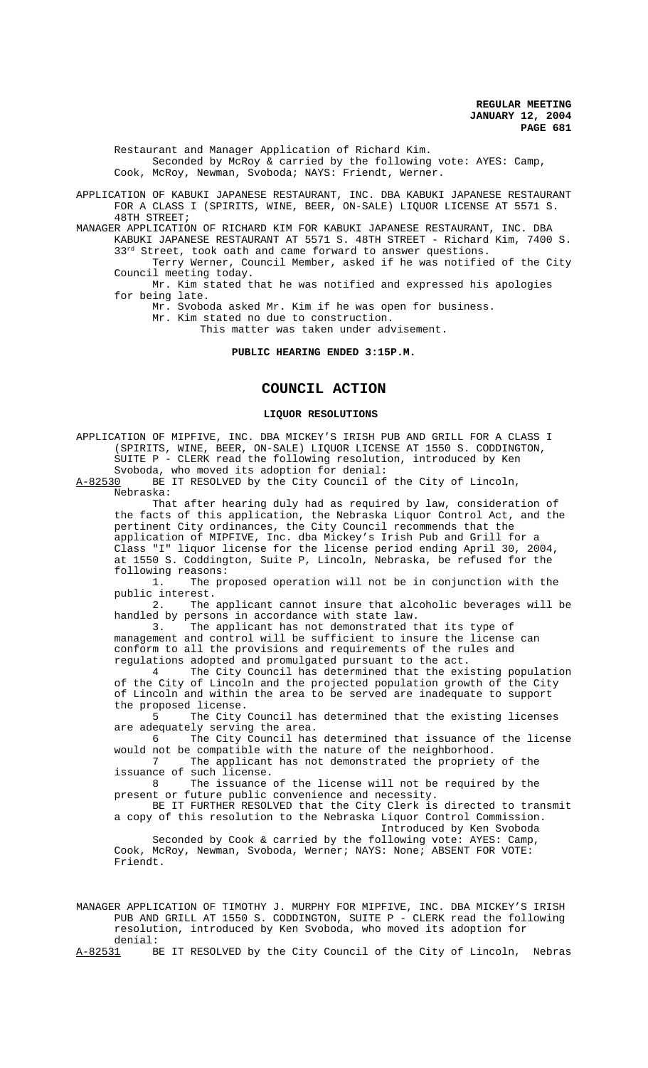Restaurant and Manager Application of Richard Kim.

Seconded by McRoy & carried by the following vote: AYES: Camp, Cook, McRoy, Newman, Svoboda; NAYS: Friendt, Werner.

APPLICATION OF KABUKI JAPANESE RESTAURANT, INC. DBA KABUKI JAPANESE RESTAURANT FOR A CLASS I (SPIRITS, WINE, BEER, ON-SALE) LIQUOR LICENSE AT 5571 S. 48TH STREET;

MANAGER APPLICATION OF RICHARD KIM FOR KABUKI JAPANESE RESTAURANT, INC. DBA KABUKI JAPANESE RESTAURANT AT 5571 S. 48TH STREET - Richard Kim, 7400 S. 33rd Street, took oath and came forward to answer questions.

Terry Werner, Council Member, asked if he was notified of the City Council meeting today.

Mr. Kim stated that he was notified and expressed his apologies for being late.

Mr. Svoboda asked Mr. Kim if he was open for business.

Mr. Kim stated no due to construction.

This matter was taken under advisement.

**PUBLIC HEARING ENDED 3:15P.M.**

# COUNCIL ACTION

## LIQUOR RESOLUTIONS

APPLICATION OF MIPFIVE, INC. DBA MICKEY'S IRISH PUB AND GRILL FOR A CLASS I (SPIRITS, WINE, BEER, ON-SALE) LIQUOR LICENSE AT 1550 S. CODDINGTON, SUITE P - CLERK read the following resolution, introduced by Ken Svoboda, who moved its adoption for denial:

A-82530 BE IT RESOLVED by the City Council of the City of Lincoln, Nebraska:

That after hearing duly had as required by law, consideration of the facts of this application, the Nebraska Liquor Control Act, and the pertinent City ordinances, the City Council recommends that the application of MIPFIVE, Inc. dba Mickey's Irish Pub and Grill for a Class "I" liquor license for the license period ending April 30, 2004, at 1550 S. Coddington, Suite P, Lincoln, Nebraska, be refused for the following reasons:

1. The proposed operation will not be in conjunction with the public interest.
2. The applicant cannot insure that alcoholic beverages will be handled by persons in accordance with state law.
3. The applicant has not demonstrated that its type of management and control will be sufficient to insure the license can conform to all the provisions and requirements of the rules and regulations adopted and promulgated pursuant to the act.
4 The City Council has determined that the existing population of the City of Lincoln and the projected population growth of the City of Lincoln and within the area to be served are inadequate to support the proposed license.
5 The City Council has determined that the existing licenses are adequately serving the area.
6 The City Council has determined that issuance of the license would not be compatible with the nature of the neighborhood.
7 The applicant has not demonstrated the propriety of the issuance of such license.
8 The issuance of the license will not be required by the present or future public convenience and necessity.

BE IT FURTHER RESOLVED that the City Clerk is directed to transmit a copy of this resolution to the Nebraska Liquor Control Commission.

Introduced by Ken Svoboda

Seconded by Cook & carried by the following vote: AYES: Camp, Cook, McRoy, Newman, Svoboda, Werner; NAYS: None; ABSENT FOR VOTE: Friendt.

MANAGER APPLICATION OF TIMOTHY J. MURPHY FOR MIPFIVE, INC. DBA MICKEY'S IRISH PUB AND GRILL AT 1550 S. CODDINGTON, SUITE P - CLERK read the following resolution, introduced by Ken Svoboda, who moved its adoption for denial:

A-82531 BE IT RESOLVED by the City Council of the City of Lincoln, Nebras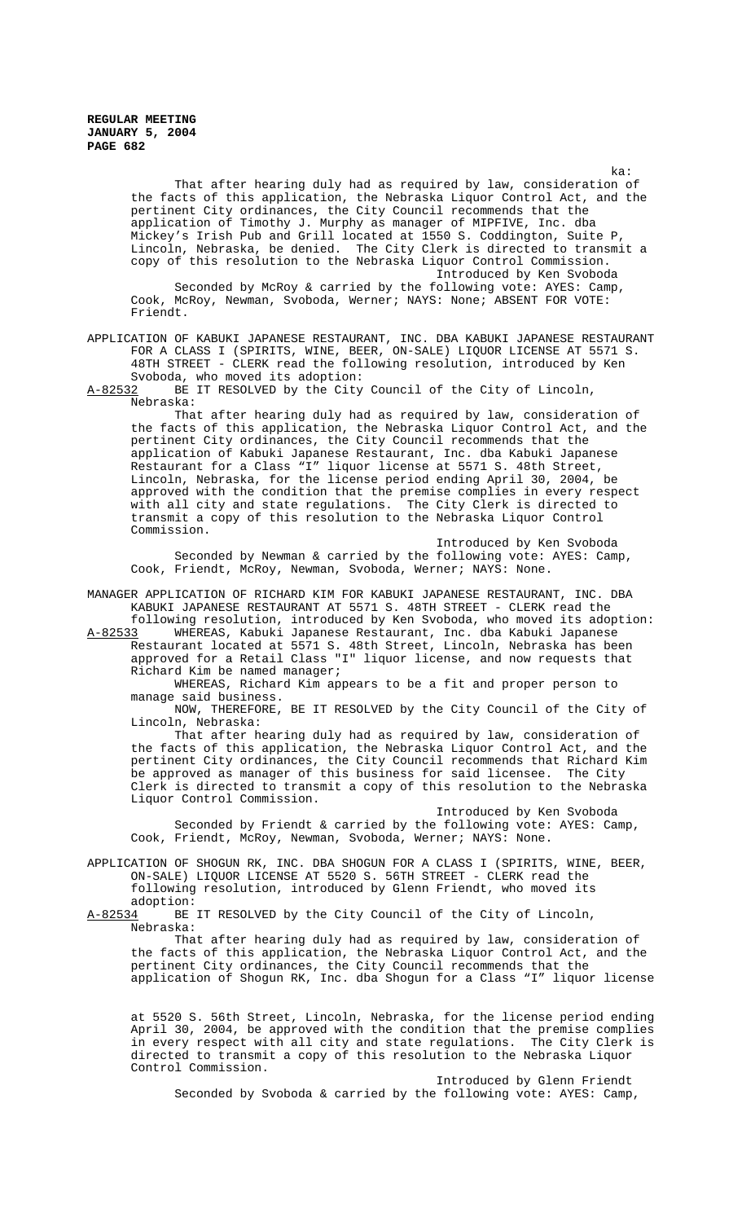ka:

That after hearing duly had as required by law, consideration of the facts of this application, the Nebraska Liquor Control Act, and the pertinent City ordinances, the City Council recommends that the application of Timothy J. Murphy as manager of MIPFIVE, Inc. dba Mickey's Irish Pub and Grill located at 1550 S. Coddington, Suite P, Lincoln, Nebraska, be denied. The City Clerk is directed to transmit a copy of this resolution to the Nebraska Liquor Control Commission.

Introduced by Ken Svoboda

Seconded by McRoy & carried by the following vote: AYES: Camp, Cook, McRoy, Newman, Svoboda, Werner; NAYS: None; ABSENT FOR VOTE: Friendt.

APPLICATION OF KABUKI JAPANESE RESTAURANT, INC. DBA KABUKI JAPANESE RESTAURANT FOR A CLASS I (SPIRITS, WINE, BEER, ON-SALE) LIQUOR LICENSE AT 5571 S. 48TH STREET - CLERK read the following resolution, introduced by Ken Svoboda, who moved its adoption:

A-82532 BE IT RESOLVED by the City Council of the City of Lincoln, Nebraska:

That after hearing duly had as required by law, consideration of the facts of this application, the Nebraska Liquor Control Act, and the pertinent City ordinances, the City Council recommends that the application of Kabuki Japanese Restaurant, Inc. dba Kabuki Japanese Restaurant for a Class "I" liquor license at 5571 S. 48th Street, Lincoln, Nebraska, for the license period ending April 30, 2004, be approved with the condition that the premise complies in every respect with all city and state regulations. The City Clerk is directed to transmit a copy of this resolution to the Nebraska Liquor Control Commission.

Introduced by Ken Svoboda

Seconded by Newman & carried by the following vote: AYES: Camp, Cook, Friendt, McRoy, Newman, Svoboda, Werner; NAYS: None.

MANAGER APPLICATION OF RICHARD KIM FOR KABUKI JAPANESE RESTAURANT, INC. DBA KABUKI JAPANESE RESTAURANT AT 5571 S. 48TH STREET - CLERK read the following resolution, introduced by Ken Svoboda, who moved its adoption:

A-82533 WHEREAS, Kabuki Japanese Restaurant, Inc. dba Kabuki Japanese Restaurant located at 5571 S. 48th Street, Lincoln, Nebraska has been approved for a Retail Class "I" liquor license, and now requests that Richard Kim be named manager;

WHEREAS, Richard Kim appears to be a fit and proper person to manage said business.

NOW, THEREFORE, BE IT RESOLVED by the City Council of the City of Lincoln, Nebraska:

That after hearing duly had as required by law, consideration of the facts of this application, the Nebraska Liquor Control Act, and the pertinent City ordinances, the City Council recommends that Richard Kim be approved as manager of this business for said licensee. The City Clerk is directed to transmit a copy of this resolution to the Nebraska Liquor Control Commission.

Introduced by Ken Svoboda

Seconded by Friendt & carried by the following vote: AYES: Camp, Cook, Friendt, McRoy, Newman, Svoboda, Werner; NAYS: None.

APPLICATION OF SHOGUN RK, INC. DBA SHOGUN FOR A CLASS I (SPIRITS, WINE, BEER, ON-SALE) LIQUOR LICENSE AT 5520 S. 56TH STREET - CLERK read the following resolution, introduced by Glenn Friendt, who moved its adoption:

A-82534 BE IT RESOLVED by the City Council of the City of Lincoln, Nebraska:

That after hearing duly had as required by law, consideration of the facts of this application, the Nebraska Liquor Control Act, and the pertinent City ordinances, the City Council recommends that the application of Shogun RK, Inc. dba Shogun for a Class "I" liquor license at 5520 S. 56th Street, Lincoln, Nebraska, for the license period ending April 30, 2004, be approved with the condition that the premise complies in every respect with all city and state regulations. The City Clerk is directed to transmit a copy of this resolution to the Nebraska Liquor Control Commission.

Introduced by Glenn Friendt

Seconded by Svoboda & carried by the following vote: AYES: Camp,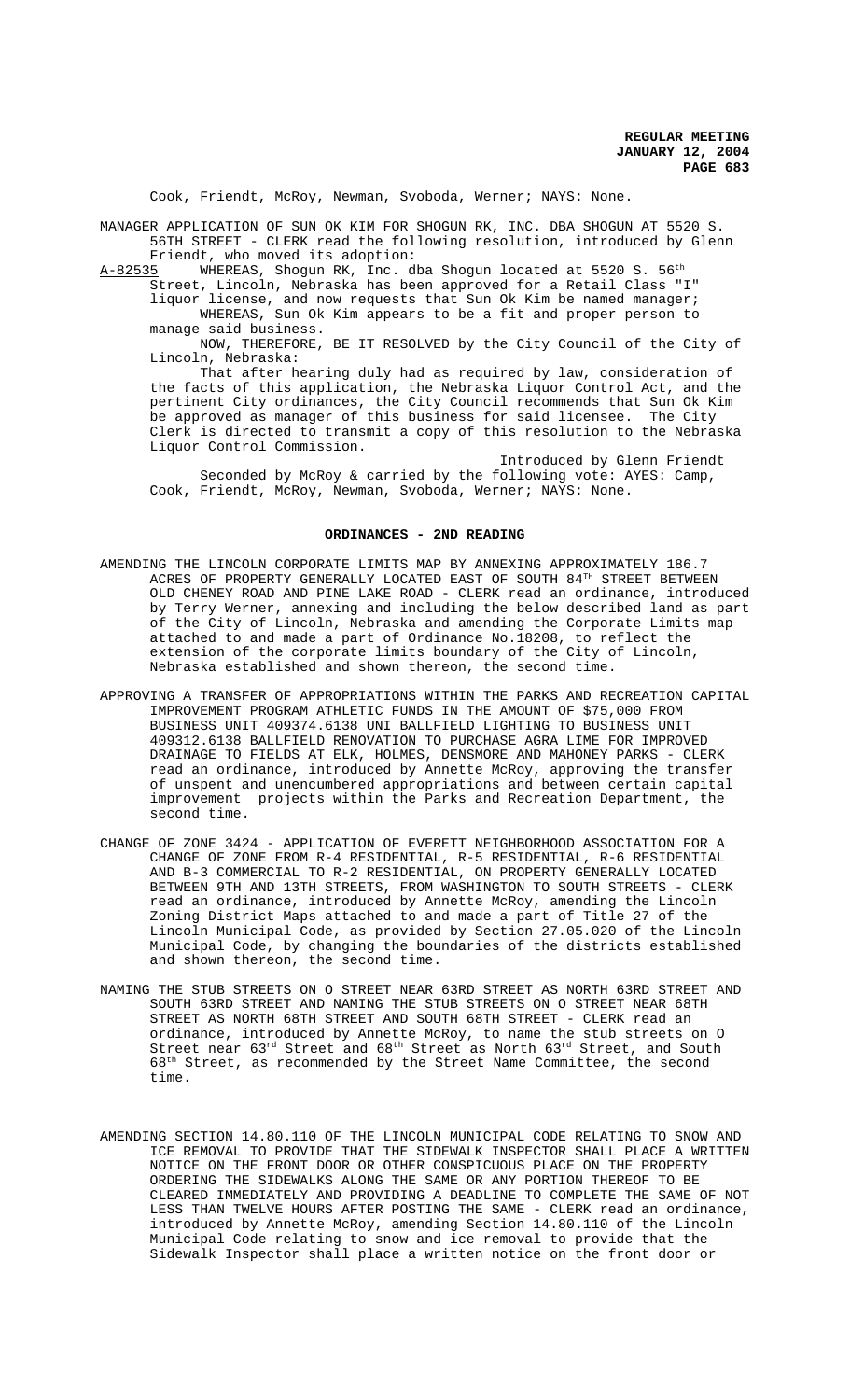Cook, Friendt, McRoy, Newman, Svoboda, Werner; NAYS: None.

MANAGER APPLICATION OF SUN OK KIM FOR SHOGUN RK, INC. DBA SHOGUN AT 5520 S. 56TH STREET - CLERK read the following resolution, introduced by Glenn Friendt, who moved its adoption:

A-82535 WHEREAS, Shogun RK, Inc. dba Shogun located at 5520 S. 56th Street, Lincoln, Nebraska has been approved for a Retail Class "I" liquor license, and now requests that Sun Ok Kim be named manager;

WHEREAS, Sun Ok Kim appears to be a fit and proper person to manage said business.

NOW, THEREFORE, BE IT RESOLVED by the City Council of the City of Lincoln, Nebraska:

That after hearing duly had as required by law, consideration of the facts of this application, the Nebraska Liquor Control Act, and the pertinent City ordinances, the City Council recommends that Sun Ok Kim be approved as manager of this business for said licensee. The City Clerk is directed to transmit a copy of this resolution to the Nebraska Liquor Control Commission.

Introduced by Glenn Friendt

Seconded by McRoy & carried by the following vote: AYES: Camp, Cook, Friendt, McRoy, Newman, Svoboda, Werner; NAYS: None.

## ORDINANCES - 2ND READING

AMENDING THE LINCOLN CORPORATE LIMITS MAP BY ANNEXING APPROXIMATELY 186.7 ACRES OF PROPERTY GENERALLY LOCATED EAST OF SOUTH 84TH STREET BETWEEN OLD CHENEY ROAD AND PINE LAKE ROAD - CLERK read an ordinance, introduced by Terry Werner, annexing and including the below described land as part of the City of Lincoln, Nebraska and amending the Corporate Limits map attached to and made a part of Ordinance No.18208, to reflect the extension of the corporate limits boundary of the City of Lincoln, Nebraska established and shown thereon, the second time.

APPROVING A TRANSFER OF APPROPRIATIONS WITHIN THE PARKS AND RECREATION CAPITAL IMPROVEMENT PROGRAM ATHLETIC FUNDS IN THE AMOUNT OF $75,000 FROM BUSINESS UNIT 409374.6138 UNI BALLFIELD LIGHTING TO BUSINESS UNIT 409312.6138 BALLFIELD RENOVATION TO PURCHASE AGRA LIME FOR IMPROVED DRAINAGE TO FIELDS AT ELK, HOLMES, DENSMORE AND MAHONEY PARKS - CLERK read an ordinance, introduced by Annette McRoy, approving the transfer of unspent and unencumbered appropriations and between certain capital improvement projects within the Parks and Recreation Department, the second time.

CHANGE OF ZONE 3424 - APPLICATION OF EVERETT NEIGHBORHOOD ASSOCIATION FOR A CHANGE OF ZONE FROM R-4 RESIDENTIAL, R-5 RESIDENTIAL, R-6 RESIDENTIAL AND B-3 COMMERCIAL TO R-2 RESIDENTIAL, ON PROPERTY GENERALLY LOCATED BETWEEN 9TH AND 13TH STREETS, FROM WASHINGTON TO SOUTH STREETS - CLERK read an ordinance, introduced by Annette McRoy, amending the Lincoln Zoning District Maps attached to and made a part of Title 27 of the Lincoln Municipal Code, as provided by Section 27.05.020 of the Lincoln Municipal Code, by changing the boundaries of the districts established and shown thereon, the second time.

NAMING THE STUB STREETS ON O STREET NEAR 63RD STREET AS NORTH 63RD STREET AND SOUTH 63RD STREET AND NAMING THE STUB STREETS ON O STREET NEAR 68TH STREET AS NORTH 68TH STREET AND SOUTH 68TH STREET - CLERK read an ordinance, introduced by Annette McRoy, to name the stub streets on O Street near 63rd Street and 68th Street as North 63rd Street, and South 68th Street, as recommended by the Street Name Committee, the second time.

AMENDING SECTION 14.80.110 OF THE LINCOLN MUNICIPAL CODE RELATING TO SNOW AND ICE REMOVAL TO PROVIDE THAT THE SIDEWALK INSPECTOR SHALL PLACE A WRITTEN NOTICE ON THE FRONT DOOR OR OTHER CONSPICUOUS PLACE ON THE PROPERTY ORDERING THE SIDEWALKS ALONG THE SAME OR ANY PORTION THEREOF TO BE CLEARED IMMEDIATELY AND PROVIDING A DEADLINE TO COMPLETE THE SAME OF NOT LESS THAN TWELVE HOURS AFTER POSTING THE SAME - CLERK read an ordinance, introduced by Annette McRoy, amending Section 14.80.110 of the Lincoln Municipal Code relating to snow and ice removal to provide that the Sidewalk Inspector shall place a written notice on the front door or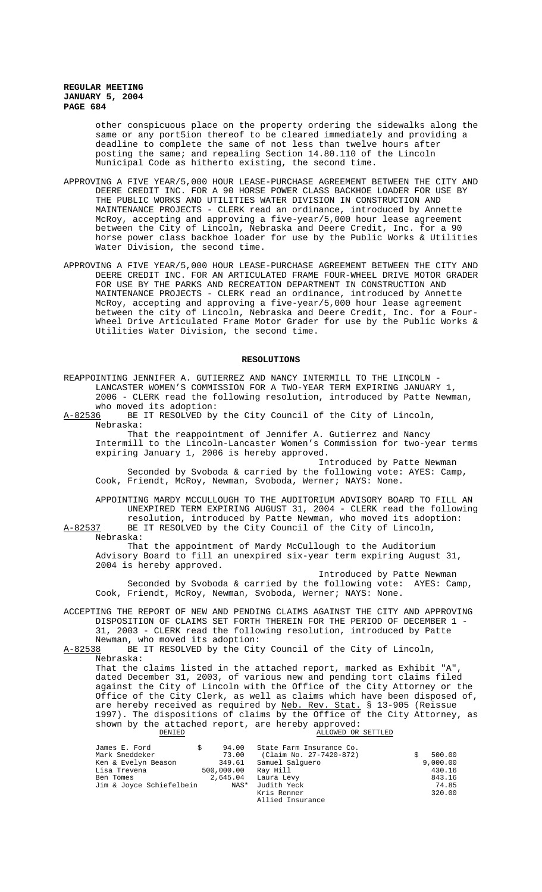other conspicuous place on the property ordering the sidewalks along the same or any port5ion thereof to be cleared immediately and providing a deadline to complete the same of not less than twelve hours after posting the same; and repealing Section 14.80.110 of the Lincoln Municipal Code as hitherto existing, the second time.

APPROVING A FIVE YEAR/5,000 HOUR LEASE-PURCHASE AGREEMENT BETWEEN THE CITY AND DEERE CREDIT INC. FOR A 90 HORSE POWER CLASS BACKHOE LOADER FOR USE BY THE PUBLIC WORKS AND UTILITIES WATER DIVISION IN CONSTRUCTION AND MAINTENANCE PROJECTS - CLERK read an ordinance, introduced by Annette McRoy, accepting and approving a five-year/5,000 hour lease agreement between the City of Lincoln, Nebraska and Deere Credit, Inc. for a 90 horse power class backhoe loader for use by the Public Works & Utilities Water Division, the second time.

APPROVING A FIVE YEAR/5,000 HOUR LEASE-PURCHASE AGREEMENT BETWEEN THE CITY AND DEERE CREDIT INC. FOR AN ARTICULATED FRAME FOUR-WHEEL DRIVE MOTOR GRADER FOR USE BY THE PARKS AND RECREATION DEPARTMENT IN CONSTRUCTION AND MAINTENANCE PROJECTS - CLERK read an ordinance, introduced by Annette McRoy, accepting and approving a five-year/5,000 hour lease agreement between the city of Lincoln, Nebraska and Deere Credit, Inc. for a Four-Wheel Drive Articulated Frame Motor Grader for use by the Public Works & Utilities Water Division, the second time.

## RESOLUTIONS

REAPPOINTING JENNIFER A. GUTIERREZ AND NANCY INTERMILL TO THE LINCOLN - LANCASTER WOMEN'S COMMISSION FOR A TWO-YEAR TERM EXPIRING JANUARY 1, 2006 - CLERK read the following resolution, introduced by Patte Newman, who moved its adoption:

A-82536 BE IT RESOLVED by the City Council of the City of Lincoln, Nebraska:

That the reappointment of Jennifer A. Gutierrez and Nancy Intermill to the Lincoln-Lancaster Women's Commission for two-year terms expiring January 1, 2006 is hereby approved.

Introduced by Patte Newman

Seconded by Svoboda & carried by the following vote: AYES: Camp, Cook, Friendt, McRoy, Newman, Svoboda, Werner; NAYS: None.

APPOINTING MARDY MCCULLOUGH TO THE AUDITORIUM ADVISORY BOARD TO FILL AN UNEXPIRED TERM EXPIRING AUGUST 31, 2004 - CLERK read the following resolution, introduced by Patte Newman, who moved its adoption:

A-82537 BE IT RESOLVED by the City Council of the City of Lincoln, Nebraska:

That the appointment of Mardy McCullough to the Auditorium Advisory Board to fill an unexpired six-year term expiring August 31, 2004 is hereby approved.

Introduced by Patte Newman

Seconded by Svoboda & carried by the following vote: AYES: Camp, Cook, Friendt, McRoy, Newman, Svoboda, Werner; NAYS: None.

ACCEPTING THE REPORT OF NEW AND PENDING CLAIMS AGAINST THE CITY AND APPROVING DISPOSITION OF CLAIMS SET FORTH THEREIN FOR THE PERIOD OF DECEMBER 1 - 31, 2003 - CLERK read the following resolution, introduced by Patte Newman, who moved its adoption:

A-82538 BE IT RESOLVED by the City Council of the City of Lincoln, Nebraska:

That the claims listed in the attached report, marked as Exhibit "A", dated December 31, 2003, of various new and pending tort claims filed against the City of Lincoln with the Office of the City Attorney or the Office of the City Clerk, as well as claims which have been disposed of, are hereby received as required by Neb. Rev. Stat. § 13-905 (Reissue 1997). The dispositions of claims by the Office of the City Attorney, as shown by the attached report, are hereby approved:

| DENIED | | ALLOWED OR SETTLED | |
|---|---|---|---|
| James E. Ford | $ 94.00 | State Farm Insurance Co. | |
| Mark Sneddeker | 73.00 | (Claim No. 27-7420-872) | $ 500.00 |
| Ken & Evelyn Beason | 349.61 | Samuel Salguero | 9,000.00 |
| Lisa Trevena | 500,000.00 | Ray Hill | 430.16 |
| Ben Tomes | 2,645.04 | Laura Levy | 843.16 |
| Jim & Joyce Schiefelbein | NAS* | Judith Yeck | 74.85 |
| | | Kris Renner | 320.00 |
| | | Allied Insurance | |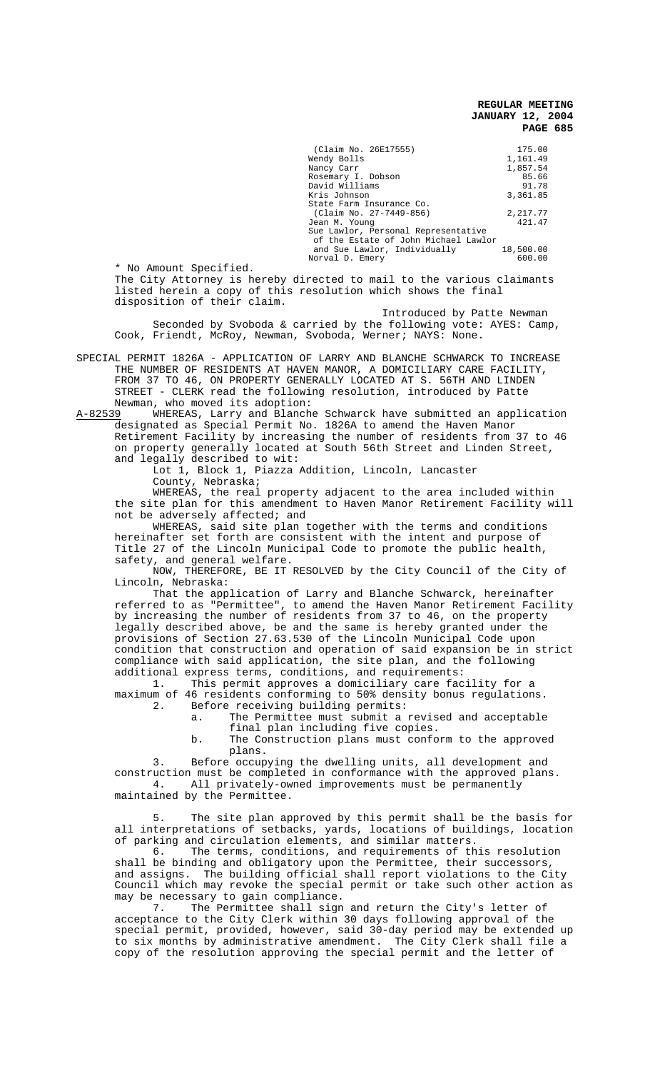| | |
|---|---|
| (Claim No. 26E17555) | 175.00 |
| Wendy Bolls | 1,161.49 |
| Nancy Carr | 1,857.54 |
| Rosemary I. Dobson | 85.66 |
| David Williams | 91.78 |
| Kris Johnson | 3,361.85 |
| State Farm Insurance Co. | |
| (Claim No. 27-7449-856) | 2,217.77 |
| Jean M. Young | 421.47 |
| Sue Lawlor, Personal Representative of the Estate of John Michael Lawlor and Sue Lawlor, Individually | 18,500.00 |
| Norval D. Emery | 600.00 |

* No Amount Specified.

The City Attorney is hereby directed to mail to the various claimants listed herein a copy of this resolution which shows the final disposition of their claim.

Introduced by Patte Newman

Seconded by Svoboda & carried by the following vote: AYES: Camp, Cook, Friendt, McRoy, Newman, Svoboda, Werner; NAYS: None.

SPECIAL PERMIT 1826A - APPLICATION OF LARRY AND BLANCHE SCHWARCK TO INCREASE THE NUMBER OF RESIDENTS AT HAVEN MANOR, A DOMICILIARY CARE FACILITY, FROM 37 TO 46, ON PROPERTY GENERALLY LOCATED AT S. 56TH AND LINDEN STREET - CLERK read the following resolution, introduced by Patte Newman, who moved its adoption:

A-82539 WHEREAS, Larry and Blanche Schwarck have submitted an application designated as Special Permit No. 1826A to amend the Haven Manor Retirement Facility by increasing the number of residents from 37 to 46 on property generally located at South 56th Street and Linden Street, and legally described to wit:

Lot 1, Block 1, Piazza Addition, Lincoln, Lancaster County, Nebraska;

WHEREAS, the real property adjacent to the area included within the site plan for this amendment to Haven Manor Retirement Facility will not be adversely affected; and

WHEREAS, said site plan together with the terms and conditions hereinafter set forth are consistent with the intent and purpose of Title 27 of the Lincoln Municipal Code to promote the public health, safety, and general welfare.

NOW, THEREFORE, BE IT RESOLVED by the City Council of the City of Lincoln, Nebraska:

That the application of Larry and Blanche Schwarck, hereinafter referred to as "Permittee", to amend the Haven Manor Retirement Facility by increasing the number of residents from 37 to 46, on the property legally described above, be and the same is hereby granted under the provisions of Section 27.63.530 of the Lincoln Municipal Code upon condition that construction and operation of said expansion be in strict compliance with said application, the site plan, and the following additional express terms, conditions, and requirements:

1. This permit approves a domiciliary care facility for a maximum of 46 residents conforming to 50% density bonus regulations.
2. Before receiving building permits:
   a. The Permittee must submit a revised and acceptable final plan including five copies.
   b. The Construction plans must conform to the approved plans.
3. Before occupying the dwelling units, all development and construction must be completed in conformance with the approved plans.
4. All privately-owned improvements must be permanently maintained by the Permittee.
5. The site plan approved by this permit shall be the basis for all interpretations of setbacks, yards, locations of buildings, location of parking and circulation elements, and similar matters.
6. The terms, conditions, and requirements of this resolution shall be binding and obligatory upon the Permittee, their successors, and assigns. The building official shall report violations to the City Council which may revoke the special permit or take such other action as may be necessary to gain compliance.
7. The Permittee shall sign and return the City's letter of acceptance to the City Clerk within 30 days following approval of the special permit, provided, however, said 30-day period may be extended up to six months by administrative amendment. The City Clerk shall file a copy of the resolution approving the special permit and the letter of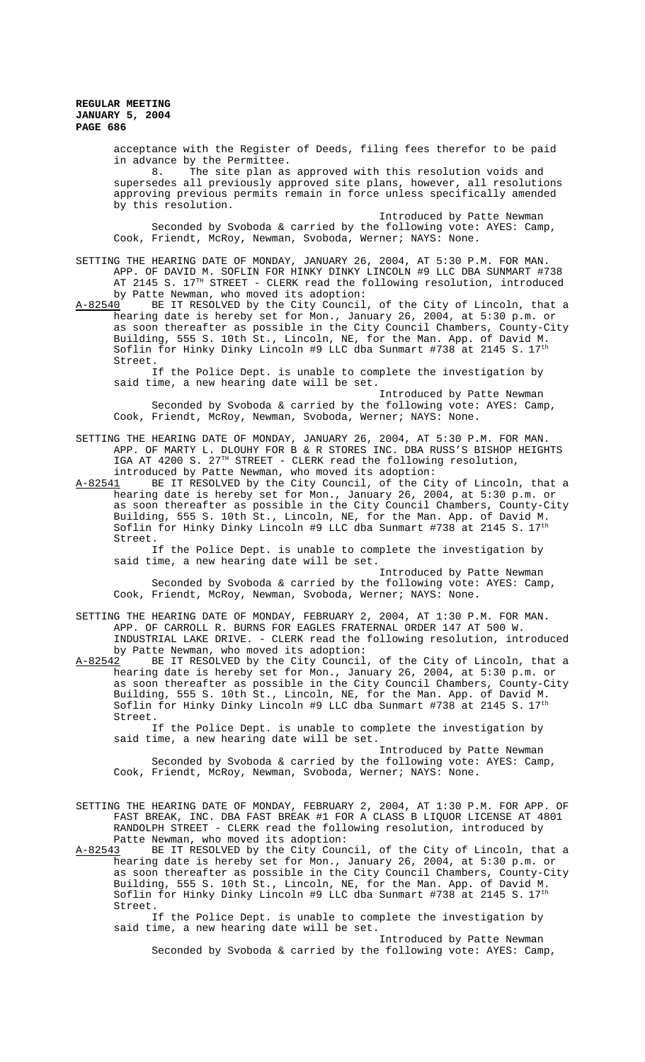acceptance with the Register of Deeds, filing fees therefor to be paid in advance by the Permittee.

8. The site plan as approved with this resolution voids and supersedes all previously approved site plans, however, all resolutions approving previous permits remain in force unless specifically amended by this resolution.

Introduced by Patte Newman

Seconded by Svoboda & carried by the following vote: AYES: Camp, Cook, Friendt, McRoy, Newman, Svoboda, Werner; NAYS: None.

SETTING THE HEARING DATE OF MONDAY, JANUARY 26, 2004, AT 5:30 P.M. FOR MAN. APP. OF DAVID M. SOFLIN FOR HINKY DINKY LINCOLN #9 LLC DBA SUNMART #738 AT 2145 S. 17TH STREET - CLERK read the following resolution, introduced by Patte Newman, who moved its adoption:

A-82540 BE IT RESOLVED by the City Council, of the City of Lincoln, that a hearing date is hereby set for Mon., January 26, 2004, at 5:30 p.m. or as soon thereafter as possible in the City Council Chambers, County-City Building, 555 S. 10th St., Lincoln, NE, for the Man. App. of David M. Soflin for Hinky Dinky Lincoln #9 LLC dba Sunmart #738 at 2145 S. 17th Street.

If the Police Dept. is unable to complete the investigation by said time, a new hearing date will be set.

Introduced by Patte Newman

Seconded by Svoboda & carried by the following vote: AYES: Camp, Cook, Friendt, McRoy, Newman, Svoboda, Werner; NAYS: None.

SETTING THE HEARING DATE OF MONDAY, JANUARY 26, 2004, AT 5:30 P.M. FOR MAN. APP. OF MARTY L. DLOUHY FOR B & R STORES INC. DBA RUSS'S BISHOP HEIGHTS IGA AT 4200 S. 27TH STREET - CLERK read the following resolution, introduced by Patte Newman, who moved its adoption:

A-82541 BE IT RESOLVED by the City Council, of the City of Lincoln, that a hearing date is hereby set for Mon., January 26, 2004, at 5:30 p.m. or as soon thereafter as possible in the City Council Chambers, County-City Building, 555 S. 10th St., Lincoln, NE, for the Man. App. of David M. Soflin for Hinky Dinky Lincoln #9 LLC dba Sunmart #738 at 2145 S. 17th Street.

If the Police Dept. is unable to complete the investigation by said time, a new hearing date will be set.

Introduced by Patte Newman

Seconded by Svoboda & carried by the following vote: AYES: Camp, Cook, Friendt, McRoy, Newman, Svoboda, Werner; NAYS: None.

SETTING THE HEARING DATE OF MONDAY, FEBRUARY 2, 2004, AT 1:30 P.M. FOR MAN. APP. OF CARROLL R. BURNS FOR EAGLES FRATERNAL ORDER 147 AT 500 W. INDUSTRIAL LAKE DRIVE. - CLERK read the following resolution, introduced by Patte Newman, who moved its adoption:

A-82542 BE IT RESOLVED by the City Council, of the City of Lincoln, that a hearing date is hereby set for Mon., January 26, 2004, at 5:30 p.m. or as soon thereafter as possible in the City Council Chambers, County-City Building, 555 S. 10th St., Lincoln, NE, for the Man. App. of David M. Soflin for Hinky Dinky Lincoln #9 LLC dba Sunmart #738 at 2145 S. 17th Street.

If the Police Dept. is unable to complete the investigation by said time, a new hearing date will be set.

Introduced by Patte Newman

Seconded by Svoboda & carried by the following vote: AYES: Camp, Cook, Friendt, McRoy, Newman, Svoboda, Werner; NAYS: None.

SETTING THE HEARING DATE OF MONDAY, FEBRUARY 2, 2004, AT 1:30 P.M. FOR APP. OF FAST BREAK, INC. DBA FAST BREAK #1 FOR A CLASS B LIQUOR LICENSE AT 4801 RANDOLPH STREET - CLERK read the following resolution, introduced by Patte Newman, who moved its adoption:

A-82543 BE IT RESOLVED by the City Council, of the City of Lincoln, that a hearing date is hereby set for Mon., January 26, 2004, at 5:30 p.m. or as soon thereafter as possible in the City Council Chambers, County-City Building, 555 S. 10th St., Lincoln, NE, for the Man. App. of David M. Soflin for Hinky Dinky Lincoln #9 LLC dba Sunmart #738 at 2145 S. 17th Street.

If the Police Dept. is unable to complete the investigation by said time, a new hearing date will be set.

Introduced by Patte Newman

Seconded by Svoboda & carried by the following vote: AYES: Camp,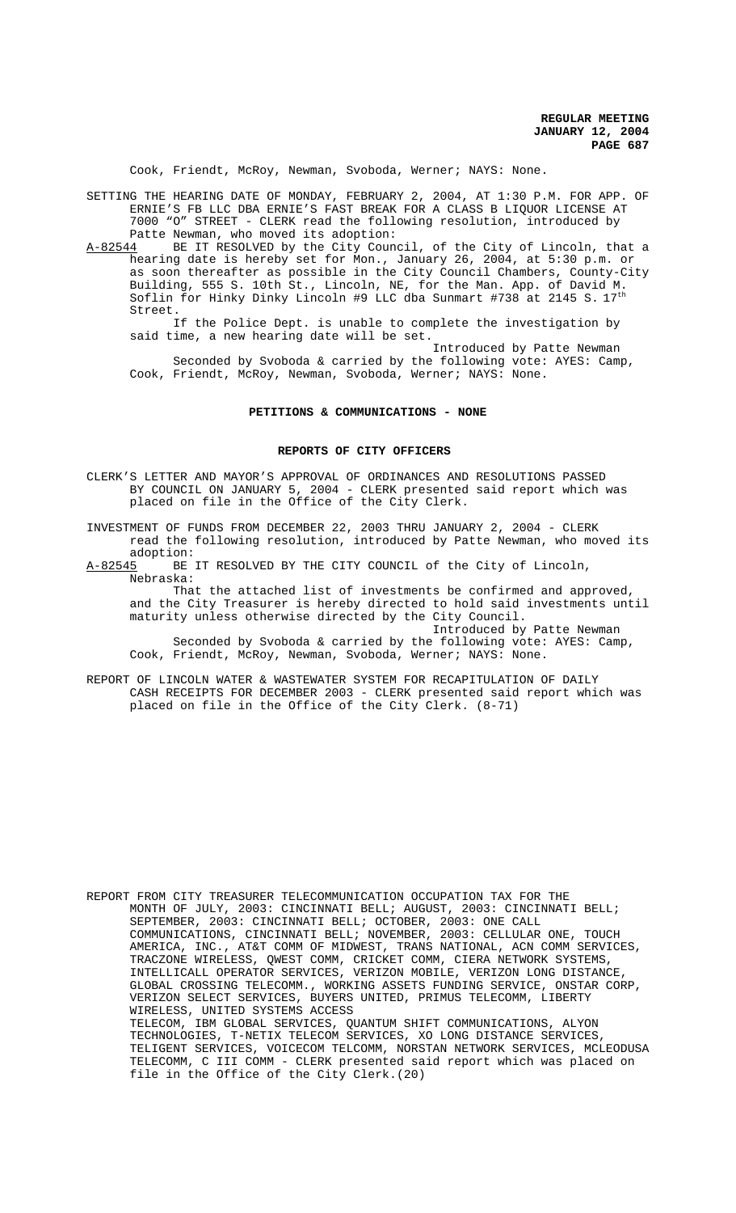Cook, Friendt, McRoy, Newman, Svoboda, Werner; NAYS: None.

SETTING THE HEARING DATE OF MONDAY, FEBRUARY 2, 2004, AT 1:30 P.M. FOR APP. OF ERNIE'S FB LLC DBA ERNIE'S FAST BREAK FOR A CLASS B LIQUOR LICENSE AT 7000 "O" STREET - CLERK read the following resolution, introduced by Patte Newman, who moved its adoption:

A-82544 BE IT RESOLVED by the City Council, of the City of Lincoln, that a hearing date is hereby set for Mon., January 26, 2004, at 5:30 p.m. or as soon thereafter as possible in the City Council Chambers, County-City Building, 555 S. 10th St., Lincoln, NE, for the Man. App. of David M. Soflin for Hinky Dinky Lincoln #9 LLC dba Sunmart #738 at 2145 S. 17th Street.

If the Police Dept. is unable to complete the investigation by said time, a new hearing date will be set.

Introduced by Patte Newman

Seconded by Svoboda & carried by the following vote: AYES: Camp, Cook, Friendt, McRoy, Newman, Svoboda, Werner; NAYS: None.

## PETITIONS & COMMUNICATIONS - NONE

## REPORTS OF CITY OFFICERS

CLERK'S LETTER AND MAYOR'S APPROVAL OF ORDINANCES AND RESOLUTIONS PASSED BY COUNCIL ON JANUARY 5, 2004 - CLERK presented said report which was placed on file in the Office of the City Clerk.

INVESTMENT OF FUNDS FROM DECEMBER 22, 2003 THRU JANUARY 2, 2004 - CLERK read the following resolution, introduced by Patte Newman, who moved its adoption:

A-82545 BE IT RESOLVED BY THE CITY COUNCIL of the City of Lincoln, Nebraska:

That the attached list of investments be confirmed and approved, and the City Treasurer is hereby directed to hold said investments until maturity unless otherwise directed by the City Council.

Introduced by Patte Newman

Seconded by Svoboda & carried by the following vote: AYES: Camp, Cook, Friendt, McRoy, Newman, Svoboda, Werner; NAYS: None.

REPORT OF LINCOLN WATER & WASTEWATER SYSTEM FOR RECAPITULATION OF DAILY CASH RECEIPTS FOR DECEMBER 2003 - CLERK presented said report which was placed on file in the Office of the City Clerk. (8-71)

REPORT FROM CITY TREASURER TELECOMMUNICATION OCCUPATION TAX FOR THE MONTH OF JULY, 2003: CINCINNATI BELL; AUGUST, 2003: CINCINNATI BELL; SEPTEMBER, 2003: CINCINNATI BELL; OCTOBER, 2003: ONE CALL COMMUNICATIONS, CINCINNATI BELL; NOVEMBER, 2003: CELLULAR ONE, TOUCH AMERICA, INC., AT&T COMM OF MIDWEST, TRANS NATIONAL, ACN COMM SERVICES, TRACZONE WIRELESS, QWEST COMM, CRICKET COMM, CIERA NETWORK SYSTEMS, INTELLICALL OPERATOR SERVICES, VERIZON MOBILE, VERIZON LONG DISTANCE, GLOBAL CROSSING TELECOMM., WORKING ASSETS FUNDING SERVICE, ONSTAR CORP, VERIZON SELECT SERVICES, BUYERS UNITED, PRIMUS TELECOMM, LIBERTY WIRELESS, UNITED SYSTEMS ACCESS TELECOM, IBM GLOBAL SERVICES, QUANTUM SHIFT COMMUNICATIONS, ALYON TECHNOLOGIES, T-NETIX TELECOM SERVICES, XO LONG DISTANCE SERVICES, TELIGENT SERVICES, VOICECOM TELCOMM, NORSTAN NETWORK SERVICES, MCLEODUSA TELECOMM, C III COMM - CLERK presented said report which was placed on file in the Office of the City Clerk.(20)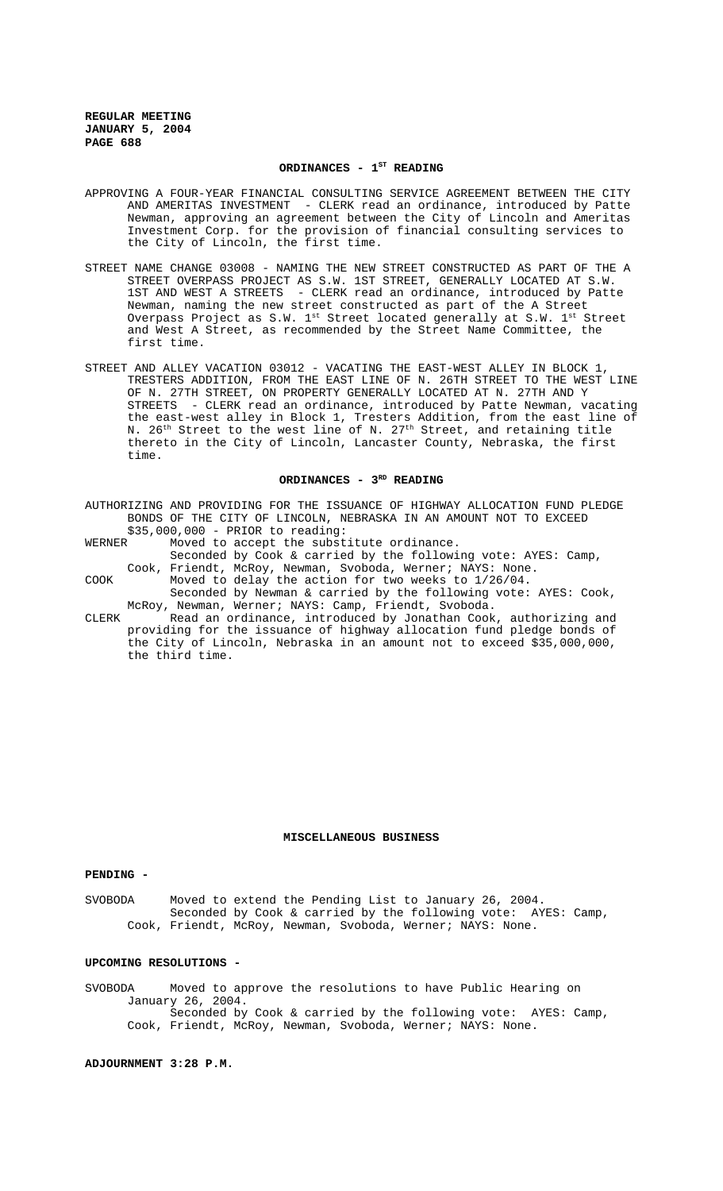## ORDINANCES - 1ST READING

APPROVING A FOUR-YEAR FINANCIAL CONSULTING SERVICE AGREEMENT BETWEEN THE CITY AND AMERITAS INVESTMENT - CLERK read an ordinance, introduced by Patte Newman, approving an agreement between the City of Lincoln and Ameritas Investment Corp. for the provision of financial consulting services to the City of Lincoln, the first time.

STREET NAME CHANGE 03008 - NAMING THE NEW STREET CONSTRUCTED AS PART OF THE A STREET OVERPASS PROJECT AS S.W. 1ST STREET, GENERALLY LOCATED AT S.W. 1ST AND WEST A STREETS - CLERK read an ordinance, introduced by Patte Newman, naming the new street constructed as part of the A Street Overpass Project as S.W. 1st Street located generally at S.W. 1st Street and West A Street, as recommended by the Street Name Committee, the first time.

STREET AND ALLEY VACATION 03012 - VACATING THE EAST-WEST ALLEY IN BLOCK 1, TRESTERS ADDITION, FROM THE EAST LINE OF N. 26TH STREET TO THE WEST LINE OF N. 27TH STREET, ON PROPERTY GENERALLY LOCATED AT N. 27TH AND Y STREETS - CLERK read an ordinance, introduced by Patte Newman, vacating the east-west alley in Block 1, Tresters Addition, from the east line of N. 26th Street to the west line of N. 27th Street, and retaining title thereto in the City of Lincoln, Lancaster County, Nebraska, the first time.

## ORDINANCES - 3RD READING

AUTHORIZING AND PROVIDING FOR THE ISSUANCE OF HIGHWAY ALLOCATION FUND PLEDGE BONDS OF THE CITY OF LINCOLN, NEBRASKA IN AN AMOUNT NOT TO EXCEED $35,000,000 - PRIOR to reading:

WERNER Moved to accept the substitute ordinance.
Seconded by Cook & carried by the following vote: AYES: Camp, Cook, Friendt, McRoy, Newman, Svoboda, Werner; NAYS: None.

COOK Moved to delay the action for two weeks to 1/26/04.
Seconded by Newman & carried by the following vote: AYES: Cook, McRoy, Newman, Werner; NAYS: Camp, Friendt, Svoboda.

CLERK Read an ordinance, introduced by Jonathan Cook, authorizing and providing for the issuance of highway allocation fund pledge bonds of the City of Lincoln, Nebraska in an amount not to exceed $35,000,000, the third time.

## MISCELLANEOUS BUSINESS

**PENDING -**

SVOBODA Moved to extend the Pending List to January 26, 2004.
Seconded by Cook & carried by the following vote: AYES: Camp, Cook, Friendt, McRoy, Newman, Svoboda, Werner; NAYS: None.

**UPCOMING RESOLUTIONS -**

SVOBODA Moved to approve the resolutions to have Public Hearing on January 26, 2004.
Seconded by Cook & carried by the following vote: AYES: Camp, Cook, Friendt, McRoy, Newman, Svoboda, Werner; NAYS: None.

**ADJOURNMENT 3:28 P.M.**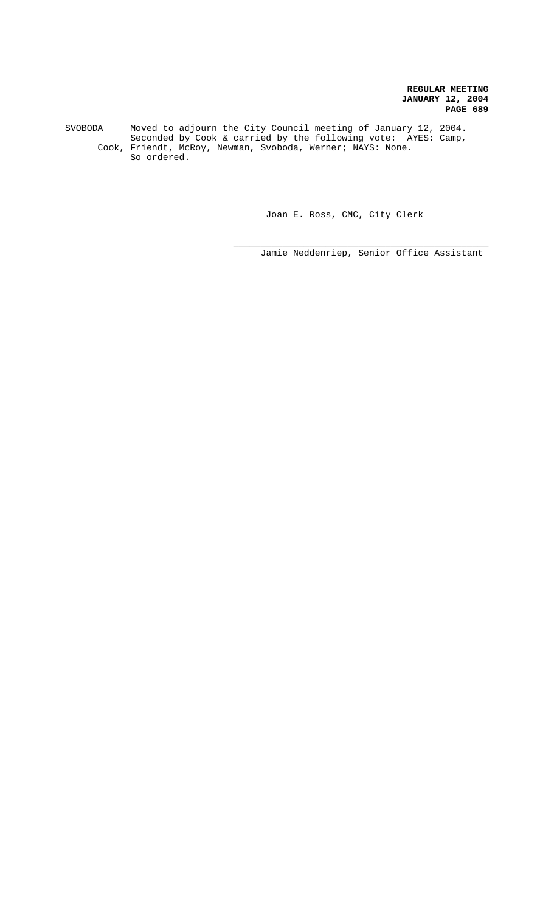SVOBODA Moved to adjourn the City Council meeting of January 12, 2004.
Seconded by Cook & carried by the following vote: AYES: Camp, Cook, Friendt, McRoy, Newman, Svoboda, Werner; NAYS: None.
So ordered.

Joan E. Ross, CMC, City Clerk

Jamie Neddenriep, Senior Office Assistant